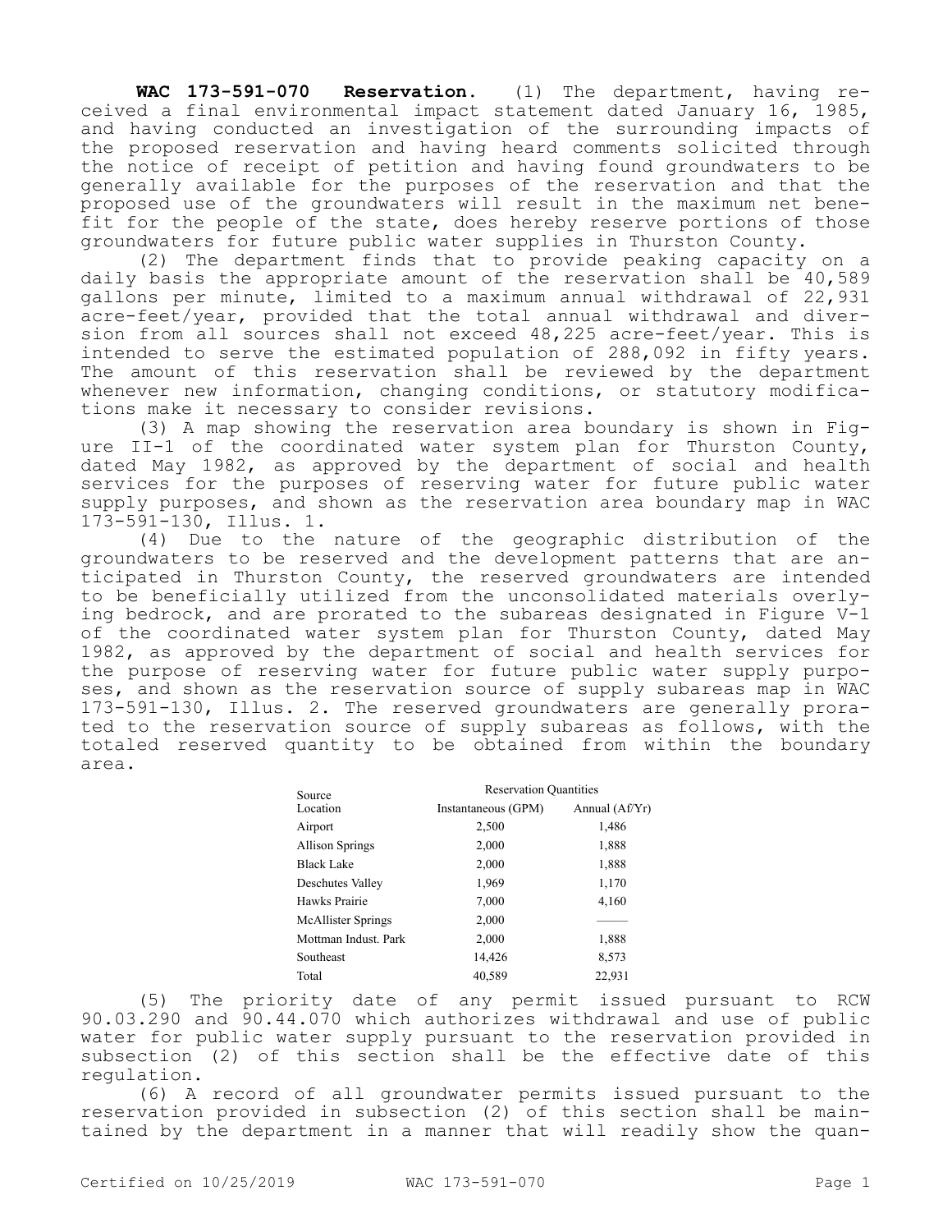**WAC 173-591-070 Reservation.** (1) The department, having received a final environmental impact statement dated January 16, 1985, and having conducted an investigation of the surrounding impacts of the proposed reservation and having heard comments solicited through the notice of receipt of petition and having found groundwaters to be generally available for the purposes of the reservation and that the proposed use of the groundwaters will result in the maximum net benefit for the people of the state, does hereby reserve portions of those groundwaters for future public water supplies in Thurston County.

(2) The department finds that to provide peaking capacity on a daily basis the appropriate amount of the reservation shall be 40,589 gallons per minute, limited to a maximum annual withdrawal of 22,931 acre-feet/year, provided that the total annual withdrawal and diversion from all sources shall not exceed 48,225 acre-feet/year. This is intended to serve the estimated population of 288,092 in fifty years. The amount of this reservation shall be reviewed by the department whenever new information, changing conditions, or statutory modifications make it necessary to consider revisions.

(3) A map showing the reservation area boundary is shown in Figure II-1 of the coordinated water system plan for Thurston County, dated May 1982, as approved by the department of social and health services for the purposes of reserving water for future public water supply purposes, and shown as the reservation area boundary map in WAC 173-591-130, Illus. 1.

(4) Due to the nature of the geographic distribution of the groundwaters to be reserved and the development patterns that are anticipated in Thurston County, the reserved groundwaters are intended to be beneficially utilized from the unconsolidated materials overlying bedrock, and are prorated to the subareas designated in Figure V-1 of the coordinated water system plan for Thurston County, dated May 1982, as approved by the department of social and health services for the purpose of reserving water for future public water supply purposes, and shown as the reservation source of supply subareas map in WAC 173-591-130, Illus. 2. The reserved groundwaters are generally prorated to the reservation source of supply subareas as follows, with the totaled reserved quantity to be obtained from within the boundary area.

| Source | Reservation Quantities | |
|---|---|---|
| Location | Instantaneous (GPM) | Annual (Af/Yr) |
| Airport | 2,500 | 1,486 |
| Allison Springs | 2,000 | 1,888 |
| Black Lake | 2,000 | 1,888 |
| Deschutes Valley | 1,969 | 1,170 |
| Hawks Prairie | 7,000 | 4,160 |
| McAllister Springs | 2,000 | ——— |
| Mottman Indust. Park | 2,000 | 1,888 |
| Southeast | 14,426 | 8,573 |
| Total | 40,589 | 22,931 |

(5) The priority date of any permit issued pursuant to RCW 90.03.290 and 90.44.070 which authorizes withdrawal and use of public water for public water supply pursuant to the reservation provided in subsection (2) of this section shall be the effective date of this regulation.

(6) A record of all groundwater permits issued pursuant to the reservation provided in subsection (2) of this section shall be maintained by the department in a manner that will readily show the quan-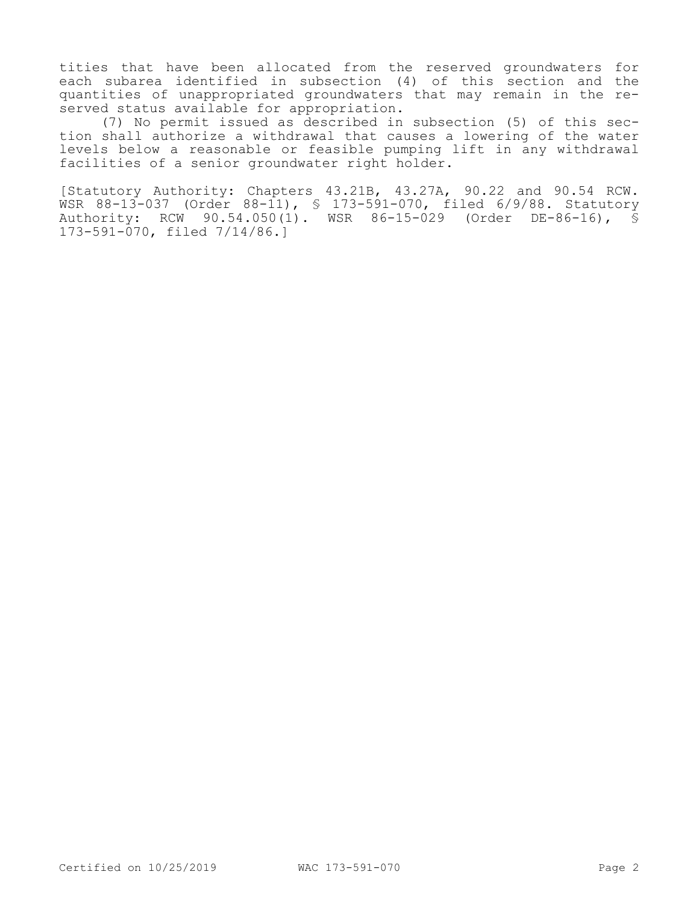tities that have been allocated from the reserved groundwaters for each subarea identified in subsection (4) of this section and the quantities of unappropriated groundwaters that may remain in the reserved status available for appropriation.

(7) No permit issued as described in subsection (5) of this section shall authorize a withdrawal that causes a lowering of the water levels below a reasonable or feasible pumping lift in any withdrawal facilities of a senior groundwater right holder.

[Statutory Authority: Chapters 43.21B, 43.27A, 90.22 and 90.54 RCW. WSR 88-13-037 (Order 88-11), § 173-591-070, filed 6/9/88. Statutory Authority: RCW 90.54.050(1). WSR 86-15-029 (Order DE-86-16), § 173-591-070, filed 7/14/86.]